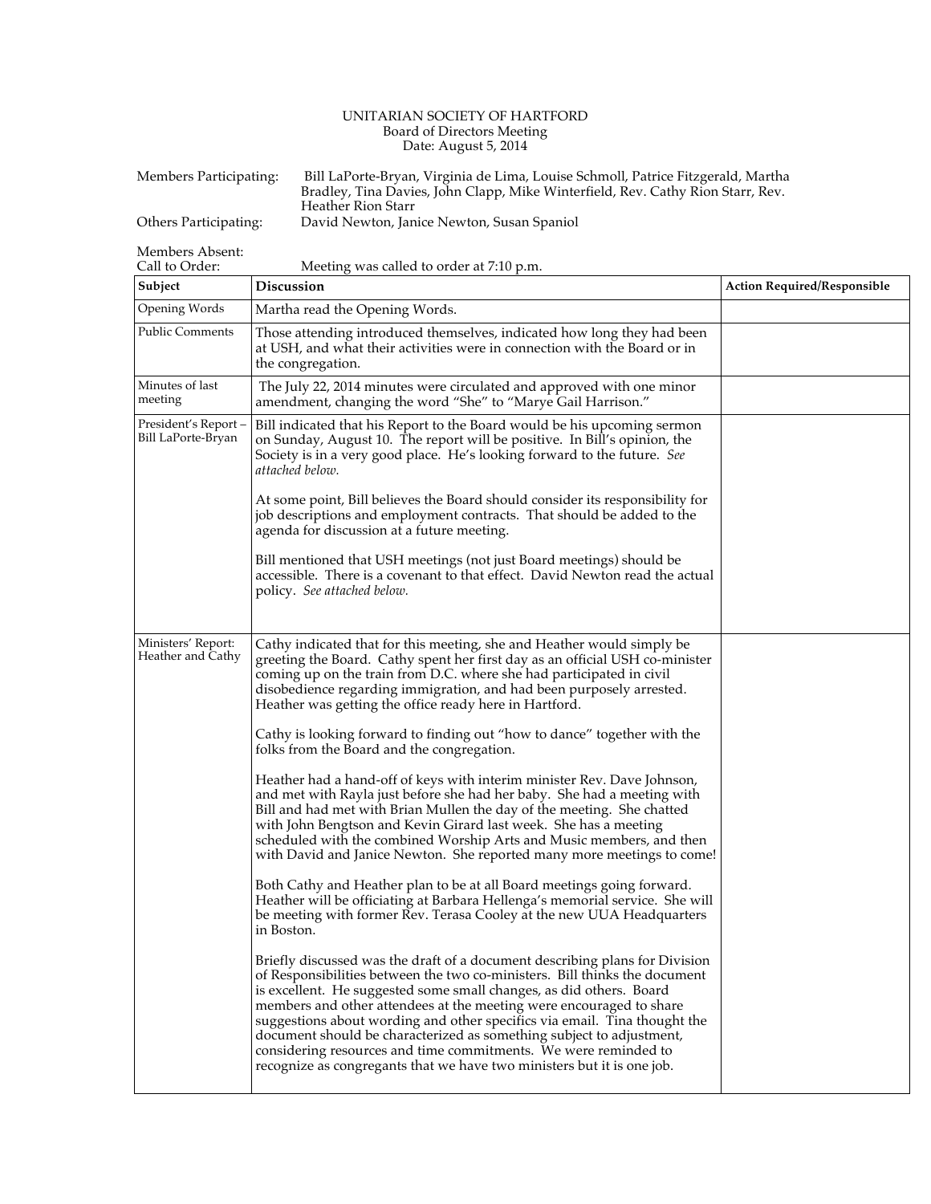UNITARIAN SOCIETY OF HARTFORD
Board of Directors Meeting
Date: August 5, 2014

Members Participating: Bill LaPorte-Bryan, Virginia de Lima, Louise Schmoll, Patrice Fitzgerald, Martha Bradley, Tina Davies, John Clapp, Mike Winterfield, Rev. Cathy Rion Starr, Rev. Heather Rion Starr

Others Participating: David Newton, Janice Newton, Susan Spaniol

Members Absent:

Call to Order: Meeting was called to order at 7:10 p.m.

| Subject | Discussion | Action Required/Responsible |
|---|---|---|
| Opening Words | Martha read the Opening Words. | |
| Public Comments | Those attending introduced themselves, indicated how long they had been at USH, and what their activities were in connection with the Board or in the congregation. | |
| Minutes of last meeting | The July 22, 2014 minutes were circulated and approved with one minor amendment, changing the word "She" to "Marye Gail Harrison." | |
| President's Report – Bill LaPorte-Bryan | Bill indicated that his Report to the Board would be his upcoming sermon on Sunday, August 10. The report will be positive. In Bill's opinion, the Society is in a very good place. He's looking forward to the future. *See attached below.*<br><br>At some point, Bill believes the Board should consider its responsibility for job descriptions and employment contracts. That should be added to the agenda for discussion at a future meeting.<br><br>Bill mentioned that USH meetings (not just Board meetings) should be accessible. There is a covenant to that effect. David Newton read the actual policy. *See attached below.* | |
| Ministers' Report: Heather and Cathy | Cathy indicated that for this meeting, she and Heather would simply be greeting the Board. Cathy spent her first day as an official USH co-minister coming up on the train from D.C. where she had participated in civil disobedience regarding immigration, and had been purposely arrested. Heather was getting the office ready here in Hartford.<br><br>Cathy is looking forward to finding out "how to dance" together with the folks from the Board and the congregation.<br><br>Heather had a hand-off of keys with interim minister Rev. Dave Johnson, and met with Rayla just before she had her baby. She had a meeting with Bill and had met with Brian Mullen the day of the meeting. She chatted with John Bengtson and Kevin Girard last week. She has a meeting scheduled with the combined Worship Arts and Music members, and then with David and Janice Newton. She reported many more meetings to come!<br><br>Both Cathy and Heather plan to be at all Board meetings going forward. Heather will be officiating at Barbara Hellenga's memorial service. She will be meeting with former Rev. Terasa Cooley at the new UUA Headquarters in Boston.<br><br>Briefly discussed was the draft of a document describing plans for Division of Responsibilities between the two co-ministers. Bill thinks the document is excellent. He suggested some small changes, as did others. Board members and other attendees at the meeting were encouraged to share suggestions about wording and other specifics via email. Tina thought the document should be characterized as something subject to adjustment, considering resources and time commitments. We were reminded to recognize as congregants that we have two ministers but it is one job. | |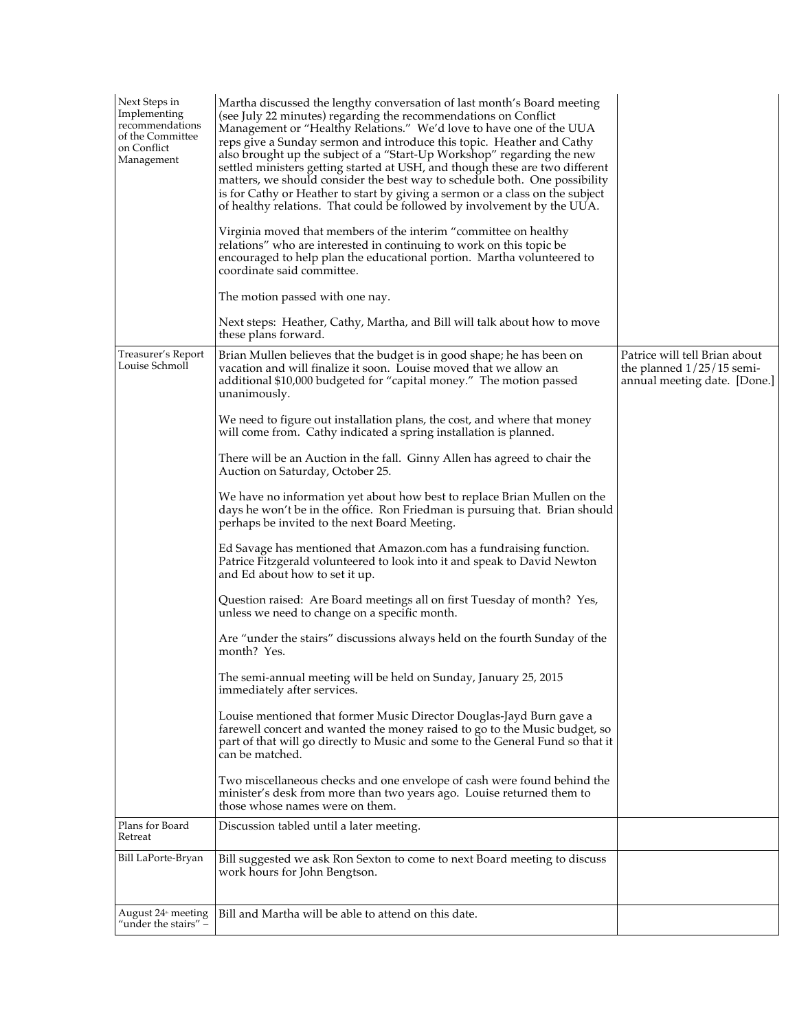| | | |
|---|---|---|
| Next Steps in Implementing recommendations of the Committee on Conflict Management | Martha discussed the lengthy conversation of last month's Board meeting (see July 22 minutes) regarding the recommendations on Conflict Management or "Healthy Relations." We'd love to have one of the UUA reps give a Sunday sermon and introduce this topic. Heather and Cathy also brought up the subject of a "Start-Up Workshop" regarding the new settled ministers getting started at USH, and though these are two different matters, we should consider the best way to schedule both. One possibility is for Cathy or Heather to start by giving a sermon or a class on the subject of healthy relations. That could be followed by involvement by the UUA.<br><br>Virginia moved that members of the interim "committee on healthy relations" who are interested in continuing to work on this topic be encouraged to help plan the educational portion. Martha volunteered to coordinate said committee.<br><br>The motion passed with one nay.<br><br>Next steps: Heather, Cathy, Martha, and Bill will talk about how to move these plans forward. | |
| Treasurer's Report Louise Schmoll | Brian Mullen believes that the budget is in good shape; he has been on vacation and will finalize it soon. Louise moved that we allow an additional $10,000 budgeted for "capital money." The motion passed unanimously.<br><br>We need to figure out installation plans, the cost, and where that money will come from. Cathy indicated a spring installation is planned.<br><br>There will be an Auction in the fall. Ginny Allen has agreed to chair the Auction on Saturday, October 25.<br><br>We have no information yet about how best to replace Brian Mullen on the days he won't be in the office. Ron Friedman is pursuing that. Brian should perhaps be invited to the next Board Meeting.<br><br>Ed Savage has mentioned that Amazon.com has a fundraising function. Patrice Fitzgerald volunteered to look into it and speak to David Newton and Ed about how to set it up.<br><br>Question raised: Are Board meetings all on first Tuesday of month? Yes, unless we need to change on a specific month.<br><br>Are "under the stairs" discussions always held on the fourth Sunday of the month? Yes.<br><br>The semi-annual meeting will be held on Sunday, January 25, 2015 immediately after services.<br><br>Louise mentioned that former Music Director Douglas-Jayd Burn gave a farewell concert and wanted the money raised to go to the Music budget, so part of that will go directly to Music and some to the General Fund so that it can be matched.<br><br>Two miscellaneous checks and one envelope of cash were found behind the minister's desk from more than two years ago. Louise returned them to those whose names were on them. | Patrice will tell Brian about the planned 1/25/15 semi-annual meeting date. [Done.] |
| Plans for Board Retreat | Discussion tabled until a later meeting. | |
| Bill LaPorte-Bryan | Bill suggested we ask Ron Sexton to come to next Board meeting to discuss work hours for John Bengtson. | |
| August 24th meeting "under the stairs" – | Bill and Martha will be able to attend on this date. | |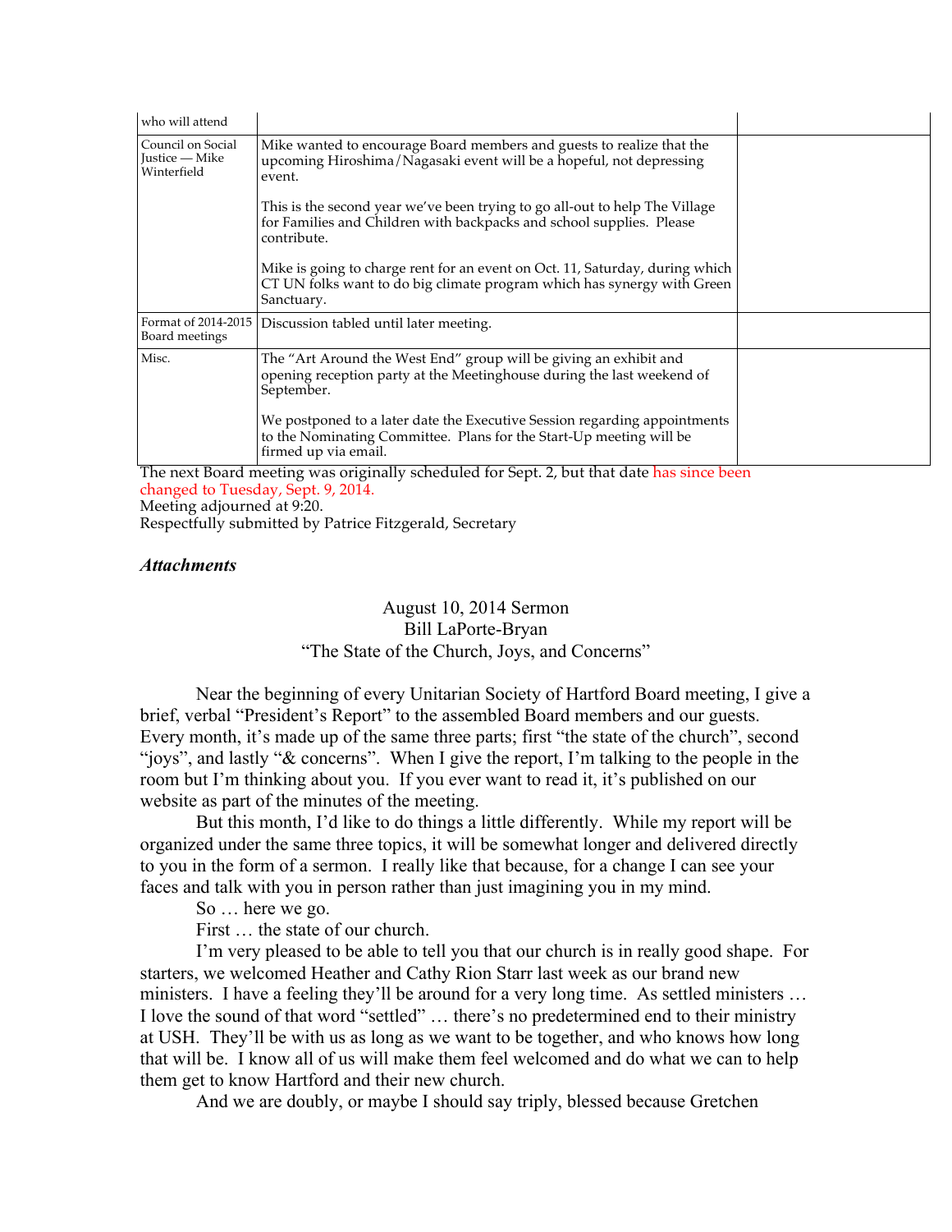| | | |
|---|---|---|
| who will attend | | |
| Council on Social Justice — Mike Winterfield | Mike wanted to encourage Board members and guests to realize that the upcoming Hiroshima/Nagasaki event will be a hopeful, not depressing event.<br><br>This is the second year we've been trying to go all-out to help The Village for Families and Children with backpacks and school supplies. Please contribute.<br><br>Mike is going to charge rent for an event on Oct. 11, Saturday, during which CT UN folks want to do big climate program which has synergy with Green Sanctuary. | |
| Format of 2014-2015 Board meetings | Discussion tabled until later meeting. | |
| Misc. | The "Art Around the West End" group will be giving an exhibit and opening reception party at the Meetinghouse during the last weekend of September.<br><br>We postponed to a later date the Executive Session regarding appointments to the Nominating Committee. Plans for the Start-Up meeting will be firmed up via email. | |

The next Board meeting was originally scheduled for Sept. 2, but that date has since been changed to Tuesday, Sept. 9, 2014.
Meeting adjourned at 9:20.
Respectfully submitted by Patrice Fitzgerald, Secretary

***Attachments***

August 10, 2014 Sermon
Bill LaPorte-Bryan
"The State of the Church, Joys, and Concerns"

Near the beginning of every Unitarian Society of Hartford Board meeting, I give a brief, verbal "President's Report" to the assembled Board members and our guests. Every month, it's made up of the same three parts; first "the state of the church", second "joys", and lastly "& concerns". When I give the report, I'm talking to the people in the room but I'm thinking about you. If you ever want to read it, it's published on our website as part of the minutes of the meeting.

But this month, I'd like to do things a little differently. While my report will be organized under the same three topics, it will be somewhat longer and delivered directly to you in the form of a sermon. I really like that because, for a change I can see your faces and talk with you in person rather than just imagining you in my mind.

So … here we go.

First … the state of our church.

I'm very pleased to be able to tell you that our church is in really good shape. For starters, we welcomed Heather and Cathy Rion Starr last week as our brand new ministers. I have a feeling they'll be around for a very long time. As settled ministers … I love the sound of that word "settled" … there's no predetermined end to their ministry at USH. They'll be with us as long as we want to be together, and who knows how long that will be. I know all of us will make them feel welcomed and do what we can to help them get to know Hartford and their new church.

And we are doubly, or maybe I should say triply, blessed because Gretchen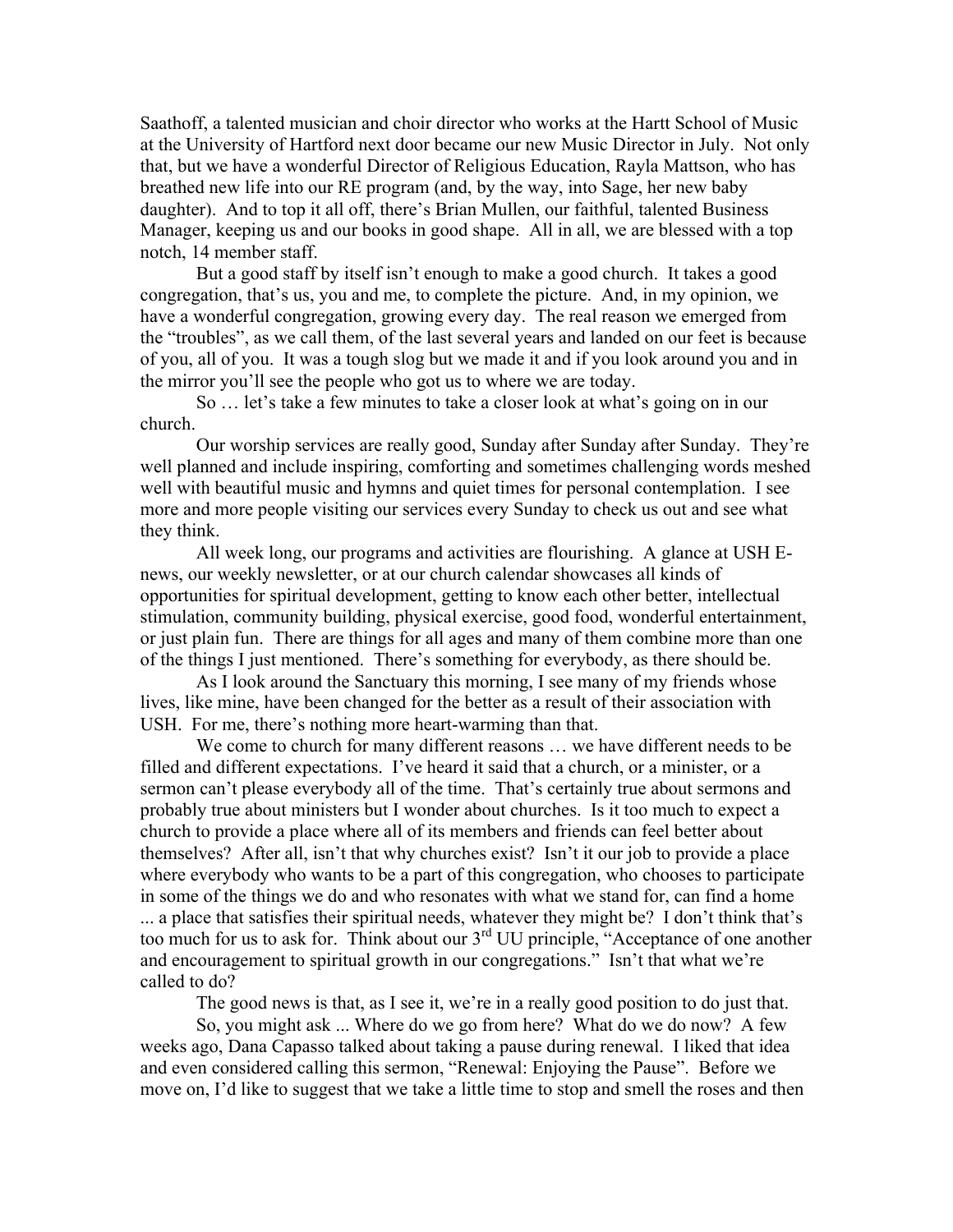Saathoff, a talented musician and choir director who works at the Hartt School of Music at the University of Hartford next door became our new Music Director in July. Not only that, but we have a wonderful Director of Religious Education, Rayla Mattson, who has breathed new life into our RE program (and, by the way, into Sage, her new baby daughter). And to top it all off, there's Brian Mullen, our faithful, talented Business Manager, keeping us and our books in good shape. All in all, we are blessed with a top notch, 14 member staff.

But a good staff by itself isn't enough to make a good church. It takes a good congregation, that's us, you and me, to complete the picture. And, in my opinion, we have a wonderful congregation, growing every day. The real reason we emerged from the "troubles", as we call them, of the last several years and landed on our feet is because of you, all of you. It was a tough slog but we made it and if you look around you and in the mirror you'll see the people who got us to where we are today.

So … let's take a few minutes to take a closer look at what's going on in our church.

Our worship services are really good, Sunday after Sunday after Sunday. They're well planned and include inspiring, comforting and sometimes challenging words meshed well with beautiful music and hymns and quiet times for personal contemplation. I see more and more people visiting our services every Sunday to check us out and see what they think.

All week long, our programs and activities are flourishing. A glance at USH E-news, our weekly newsletter, or at our church calendar showcases all kinds of opportunities for spiritual development, getting to know each other better, intellectual stimulation, community building, physical exercise, good food, wonderful entertainment, or just plain fun. There are things for all ages and many of them combine more than one of the things I just mentioned. There's something for everybody, as there should be.

As I look around the Sanctuary this morning, I see many of my friends whose lives, like mine, have been changed for the better as a result of their association with USH. For me, there's nothing more heart-warming than that.

We come to church for many different reasons … we have different needs to be filled and different expectations. I've heard it said that a church, or a minister, or a sermon can't please everybody all of the time. That's certainly true about sermons and probably true about ministers but I wonder about churches. Is it too much to expect a church to provide a place where all of its members and friends can feel better about themselves? After all, isn't that why churches exist? Isn't it our job to provide a place where everybody who wants to be a part of this congregation, who chooses to participate in some of the things we do and who resonates with what we stand for, can find a home ... a place that satisfies their spiritual needs, whatever they might be? I don't think that's too much for us to ask for. Think about our 3rd UU principle, "Acceptance of one another and encouragement to spiritual growth in our congregations." Isn't that what we're called to do?

The good news is that, as I see it, we're in a really good position to do just that.

So, you might ask ... Where do we go from here? What do we do now? A few weeks ago, Dana Capasso talked about taking a pause during renewal. I liked that idea and even considered calling this sermon, "Renewal: Enjoying the Pause". Before we move on, I'd like to suggest that we take a little time to stop and smell the roses and then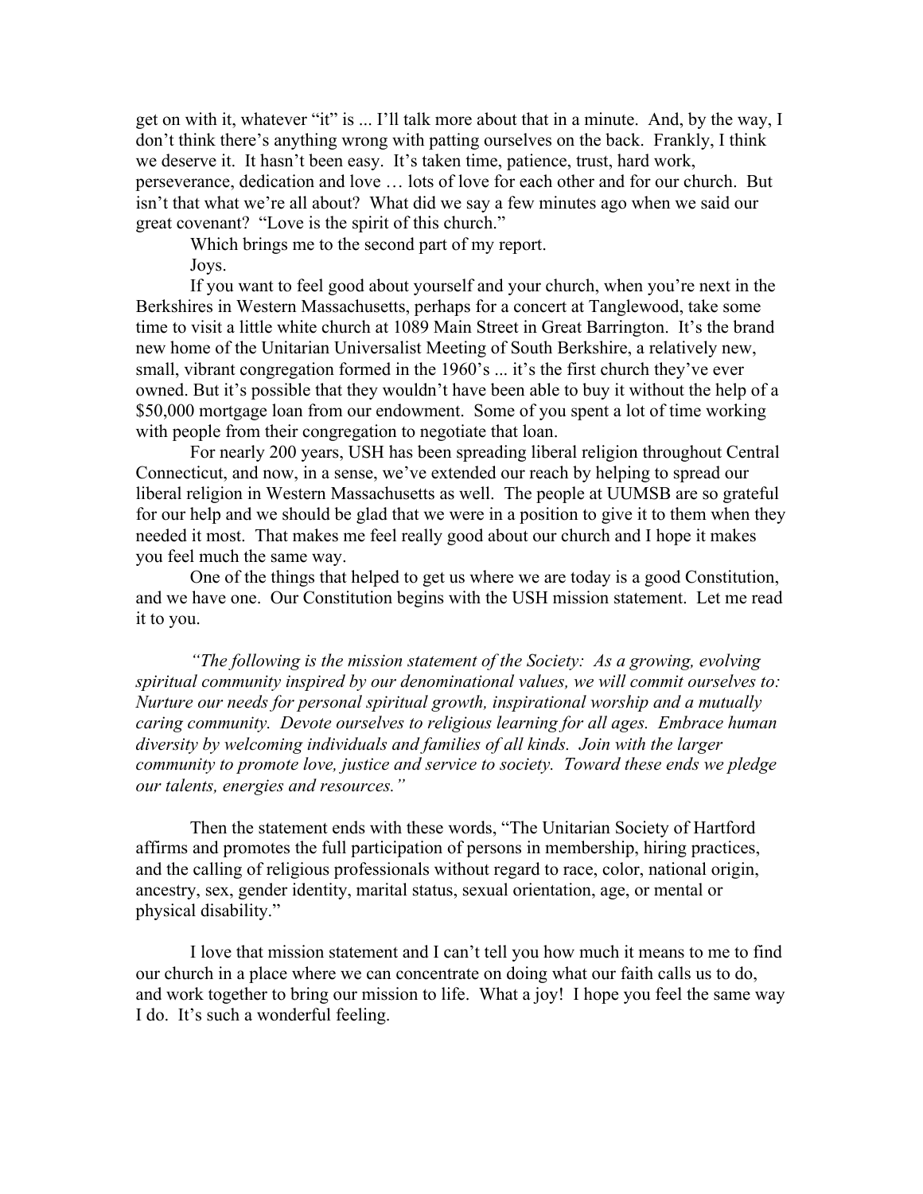get on with it, whatever "it" is ... I'll talk more about that in a minute. And, by the way, I don't think there's anything wrong with patting ourselves on the back. Frankly, I think we deserve it. It hasn't been easy. It's taken time, patience, trust, hard work, perseverance, dedication and love … lots of love for each other and for our church. But isn't that what we're all about? What did we say a few minutes ago when we said our great covenant? "Love is the spirit of this church."

Which brings me to the second part of my report.

Joys.

If you want to feel good about yourself and your church, when you're next in the Berkshires in Western Massachusetts, perhaps for a concert at Tanglewood, take some time to visit a little white church at 1089 Main Street in Great Barrington. It's the brand new home of the Unitarian Universalist Meeting of South Berkshire, a relatively new, small, vibrant congregation formed in the 1960's ... it's the first church they've ever owned. But it's possible that they wouldn't have been able to buy it without the help of a $50,000 mortgage loan from our endowment. Some of you spent a lot of time working with people from their congregation to negotiate that loan.

For nearly 200 years, USH has been spreading liberal religion throughout Central Connecticut, and now, in a sense, we've extended our reach by helping to spread our liberal religion in Western Massachusetts as well. The people at UUMSB are so grateful for our help and we should be glad that we were in a position to give it to them when they needed it most. That makes me feel really good about our church and I hope it makes you feel much the same way.

One of the things that helped to get us where we are today is a good Constitution, and we have one. Our Constitution begins with the USH mission statement. Let me read it to you.

*"The following is the mission statement of the Society: As a growing, evolving spiritual community inspired by our denominational values, we will commit ourselves to: Nurture our needs for personal spiritual growth, inspirational worship and a mutually caring community. Devote ourselves to religious learning for all ages. Embrace human diversity by welcoming individuals and families of all kinds. Join with the larger community to promote love, justice and service to society. Toward these ends we pledge our talents, energies and resources."*

Then the statement ends with these words, "The Unitarian Society of Hartford affirms and promotes the full participation of persons in membership, hiring practices, and the calling of religious professionals without regard to race, color, national origin, ancestry, sex, gender identity, marital status, sexual orientation, age, or mental or physical disability."

I love that mission statement and I can't tell you how much it means to me to find our church in a place where we can concentrate on doing what our faith calls us to do, and work together to bring our mission to life. What a joy! I hope you feel the same way I do. It's such a wonderful feeling.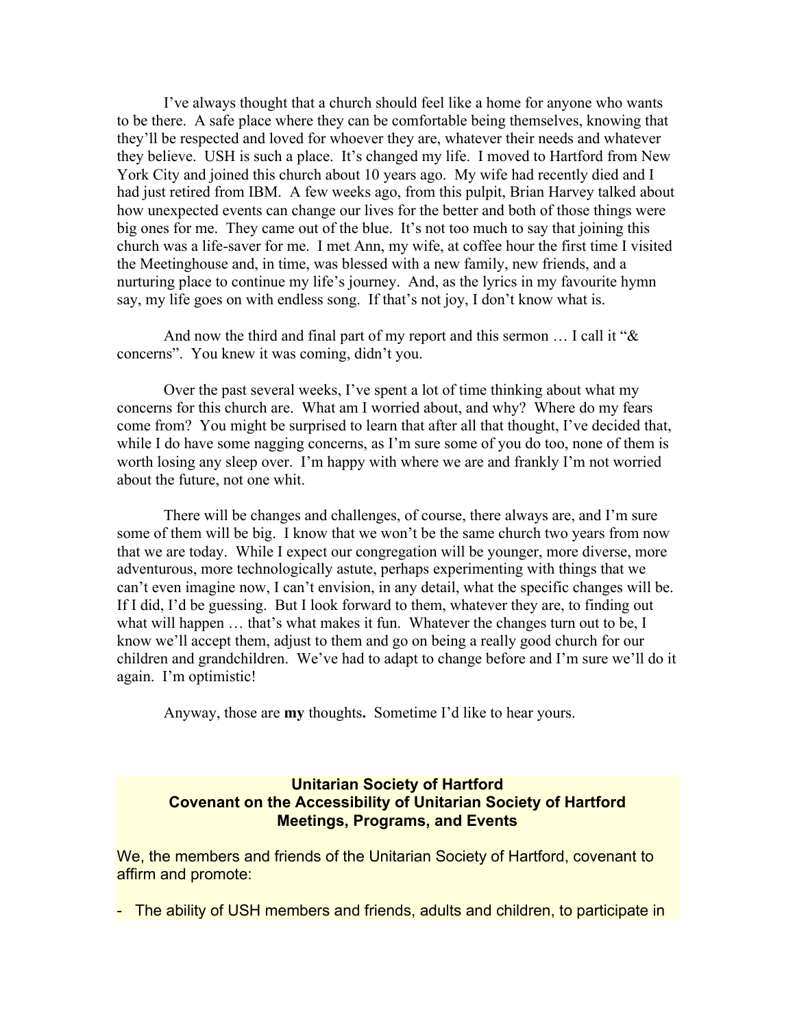I've always thought that a church should feel like a home for anyone who wants to be there. A safe place where they can be comfortable being themselves, knowing that they'll be respected and loved for whoever they are, whatever their needs and whatever they believe. USH is such a place. It's changed my life. I moved to Hartford from New York City and joined this church about 10 years ago. My wife had recently died and I had just retired from IBM. A few weeks ago, from this pulpit, Brian Harvey talked about how unexpected events can change our lives for the better and both of those things were big ones for me. They came out of the blue. It's not too much to say that joining this church was a life-saver for me. I met Ann, my wife, at coffee hour the first time I visited the Meetinghouse and, in time, was blessed with a new family, new friends, and a nurturing place to continue my life's journey. And, as the lyrics in my favourite hymn say, my life goes on with endless song. If that's not joy, I don't know what is.

And now the third and final part of my report and this sermon … I call it "& concerns". You knew it was coming, didn't you.

Over the past several weeks, I've spent a lot of time thinking about what my concerns for this church are. What am I worried about, and why? Where do my fears come from? You might be surprised to learn that after all that thought, I've decided that, while I do have some nagging concerns, as I'm sure some of you do too, none of them is worth losing any sleep over. I'm happy with where we are and frankly I'm not worried about the future, not one whit.

There will be changes and challenges, of course, there always are, and I'm sure some of them will be big. I know that we won't be the same church two years from now that we are today. While I expect our congregation will be younger, more diverse, more adventurous, more technologically astute, perhaps experimenting with things that we can't even imagine now, I can't envision, in any detail, what the specific changes will be. If I did, I'd be guessing. But I look forward to them, whatever they are, to finding out what will happen … that's what makes it fun. Whatever the changes turn out to be, I know we'll accept them, adjust to them and go on being a really good church for our children and grandchildren. We've had to adapt to change before and I'm sure we'll do it again. I'm optimistic!

Anyway, those are **my** thoughts**.** Sometime I'd like to hear yours.

**Unitarian Society of Hartford**
**Covenant on the Accessibility of Unitarian Society of Hartford Meetings, Programs, and Events**

We, the members and friends of the Unitarian Society of Hartford, covenant to affirm and promote:

- The ability of USH members and friends, adults and children, to participate in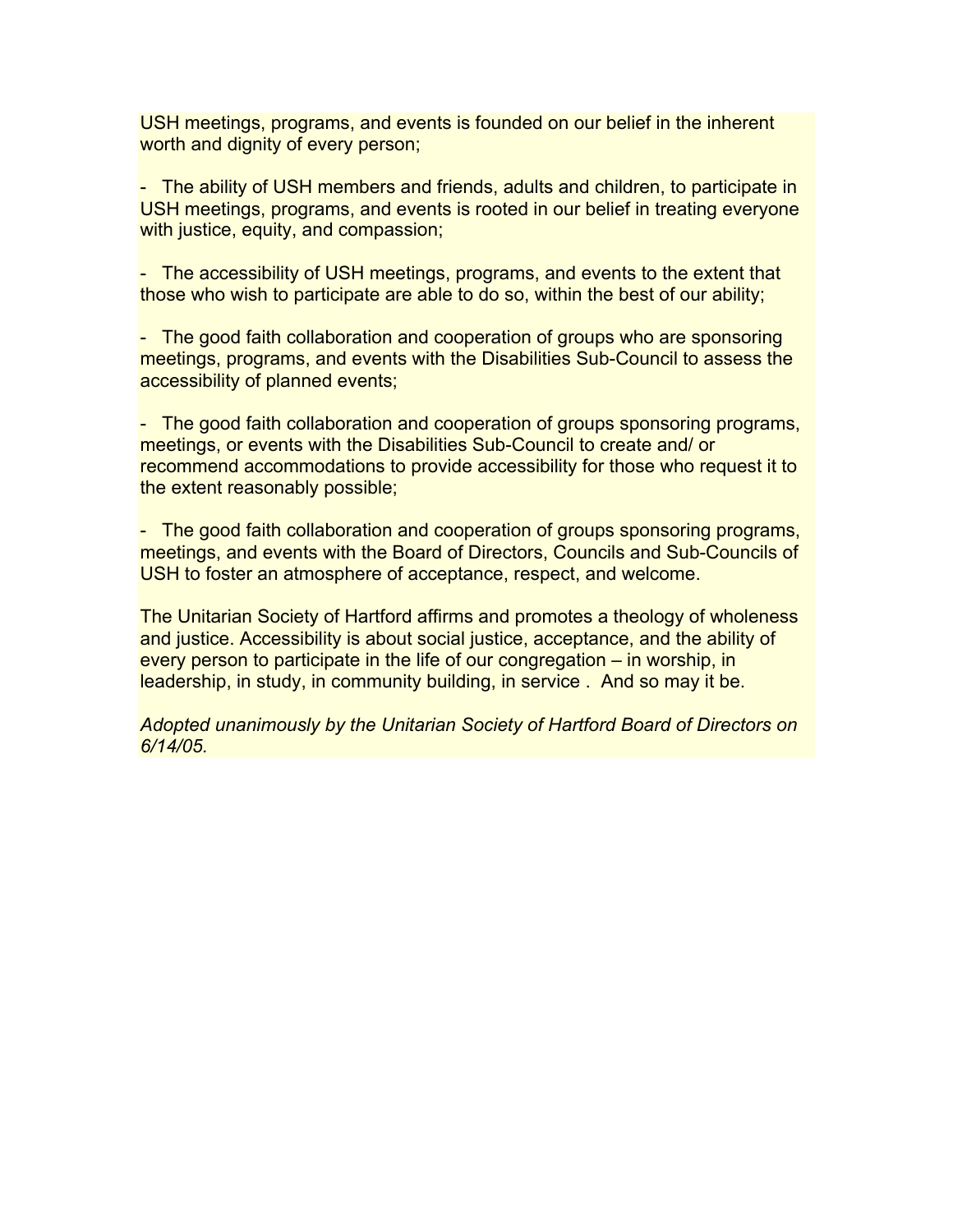USH meetings, programs, and events is founded on our belief in the inherent worth and dignity of every person;

- The ability of USH members and friends, adults and children, to participate in USH meetings, programs, and events is rooted in our belief in treating everyone with justice, equity, and compassion;

- The accessibility of USH meetings, programs, and events to the extent that those who wish to participate are able to do so, within the best of our ability;

- The good faith collaboration and cooperation of groups who are sponsoring meetings, programs, and events with the Disabilities Sub-Council to assess the accessibility of planned events;

- The good faith collaboration and cooperation of groups sponsoring programs, meetings, or events with the Disabilities Sub-Council to create and/ or recommend accommodations to provide accessibility for those who request it to the extent reasonably possible;

- The good faith collaboration and cooperation of groups sponsoring programs, meetings, and events with the Board of Directors, Councils and Sub-Councils of USH to foster an atmosphere of acceptance, respect, and welcome.

The Unitarian Society of Hartford affirms and promotes a theology of wholeness and justice. Accessibility is about social justice, acceptance, and the ability of every person to participate in the life of our congregation – in worship, in leadership, in study, in community building, in service . And so may it be.

*Adopted unanimously by the Unitarian Society of Hartford Board of Directors on 6/14/05.*